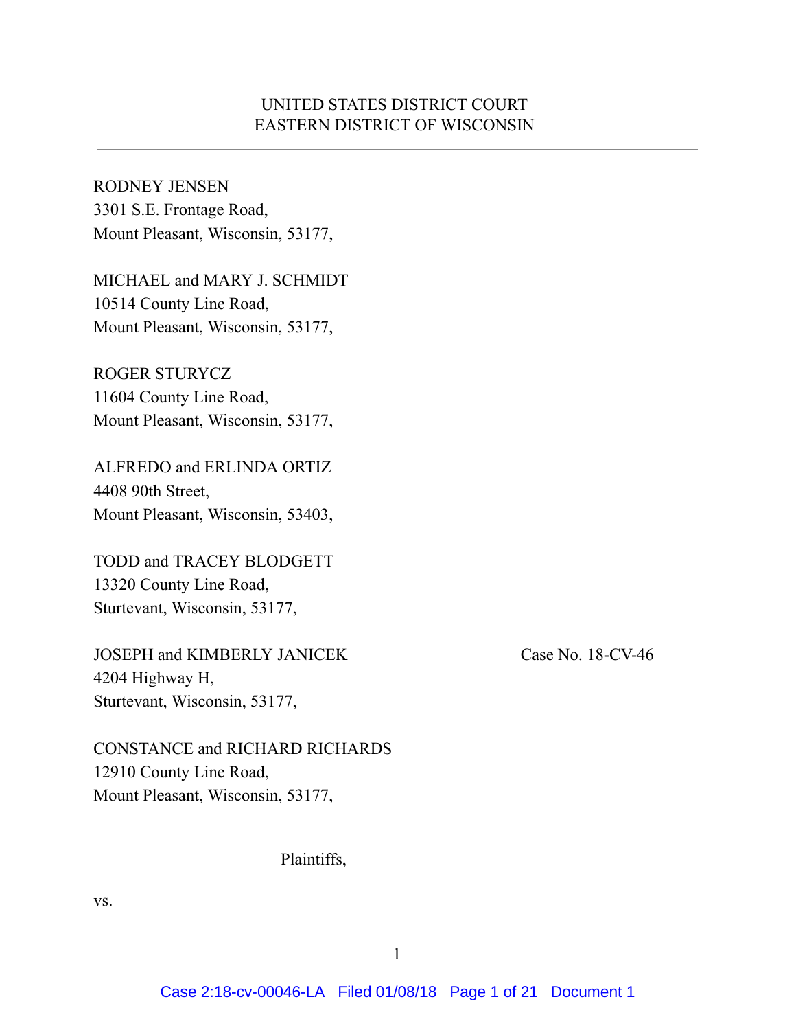UNITED STATES DISTRICT COURT
EASTERN DISTRICT OF WISCONSIN

---

RODNEY JENSEN
3301 S.E. Frontage Road,
Mount Pleasant, Wisconsin, 53177,

MICHAEL and MARY J. SCHMIDT
10514 County Line Road,
Mount Pleasant, Wisconsin, 53177,

ROGER STURYCZ
11604 County Line Road,
Mount Pleasant, Wisconsin, 53177,

ALFREDO and ERLINDA ORTIZ
4408 90th Street,
Mount Pleasant, Wisconsin, 53403,

TODD and TRACEY BLODGETT
13320 County Line Road,
Sturtevant, Wisconsin, 53177,

JOSEPH and KIMBERLY JANICEK
4204 Highway H,
Sturtevant, Wisconsin, 53177,

Case No. 18-CV-46

CONSTANCE and RICHARD RICHARDS
12910 County Line Road,
Mount Pleasant, Wisconsin, 53177,

Plaintiffs,

vs.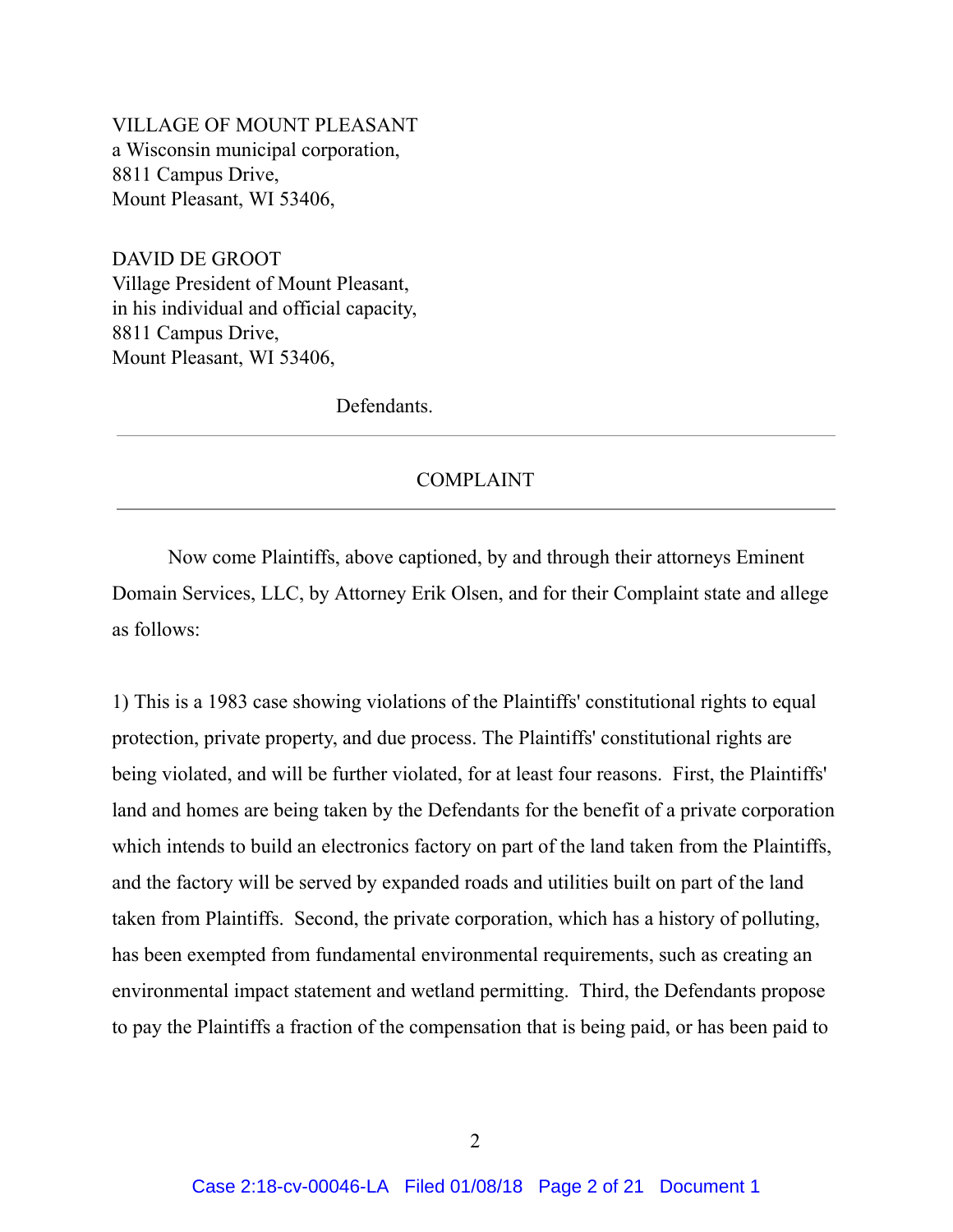VILLAGE OF MOUNT PLEASANT
a Wisconsin municipal corporation,
8811 Campus Drive,
Mount Pleasant, WI 53406,

DAVID DE GROOT
Village President of Mount Pleasant,
in his individual and official capacity,
8811 Campus Drive,
Mount Pleasant, WI 53406,

Defendants.

---

COMPLAINT

---

Now come Plaintiffs, above captioned, by and through their attorneys Eminent Domain Services, LLC, by Attorney Erik Olsen, and for their Complaint state and allege as follows:

1) This is a 1983 case showing violations of the Plaintiffs' constitutional rights to equal protection, private property, and due process. The Plaintiffs' constitutional rights are being violated, and will be further violated, for at least four reasons. First, the Plaintiffs' land and homes are being taken by the Defendants for the benefit of a private corporation which intends to build an electronics factory on part of the land taken from the Plaintiffs, and the factory will be served by expanded roads and utilities built on part of the land taken from Plaintiffs. Second, the private corporation, which has a history of polluting, has been exempted from fundamental environmental requirements, such as creating an environmental impact statement and wetland permitting. Third, the Defendants propose to pay the Plaintiffs a fraction of the compensation that is being paid, or has been paid to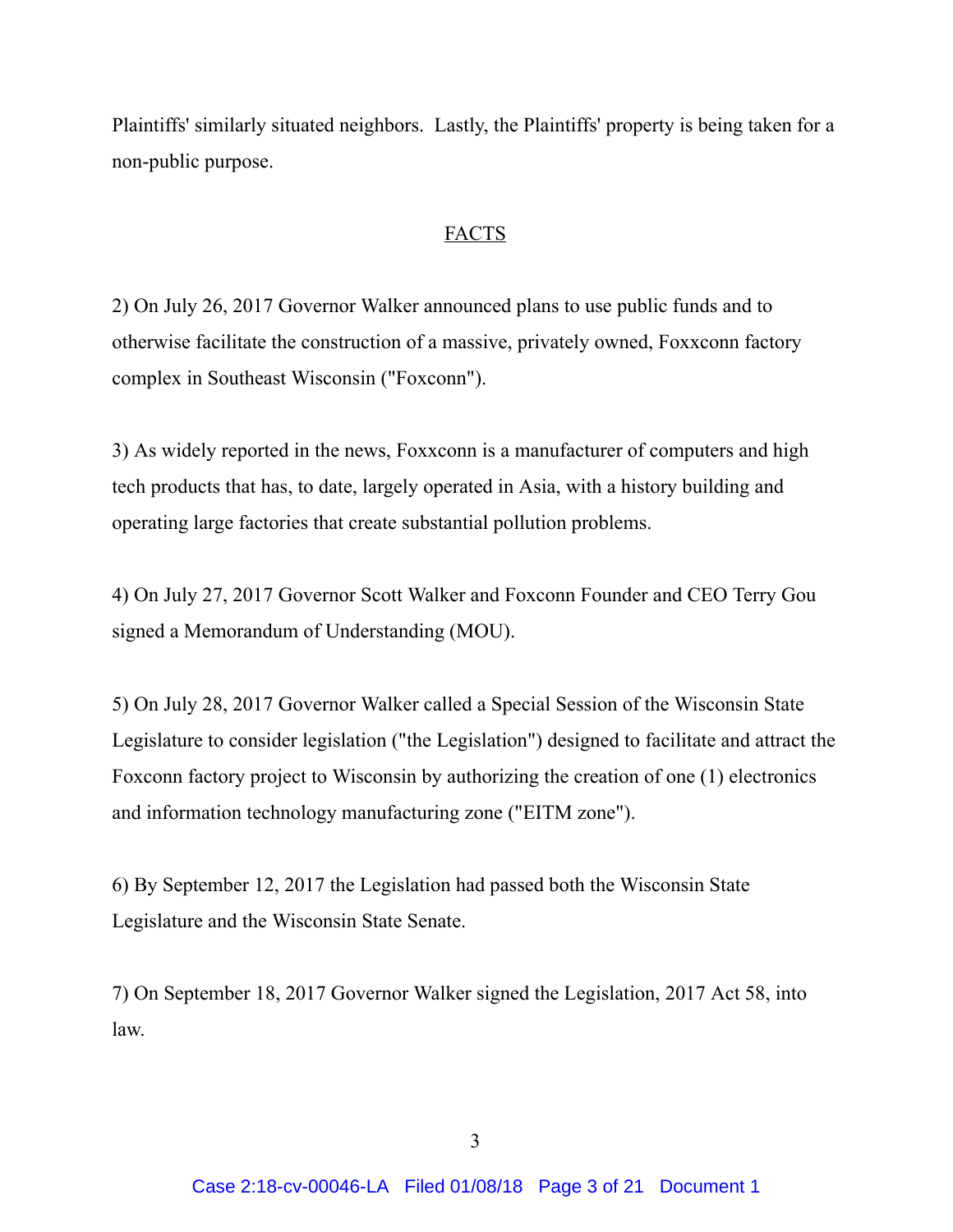Plaintiffs' similarly situated neighbors. Lastly, the Plaintiffs' property is being taken for a non-public purpose.

## FACTS

2) On July 26, 2017 Governor Walker announced plans to use public funds and to otherwise facilitate the construction of a massive, privately owned, Foxxconn factory complex in Southeast Wisconsin ("Foxconn").

3) As widely reported in the news, Foxxconn is a manufacturer of computers and high tech products that has, to date, largely operated in Asia, with a history building and operating large factories that create substantial pollution problems.

4) On July 27, 2017 Governor Scott Walker and Foxconn Founder and CEO Terry Gou signed a Memorandum of Understanding (MOU).

5) On July 28, 2017 Governor Walker called a Special Session of the Wisconsin State Legislature to consider legislation ("the Legislation") designed to facilitate and attract the Foxconn factory project to Wisconsin by authorizing the creation of one (1) electronics and information technology manufacturing zone ("EITM zone").

6) By September 12, 2017 the Legislation had passed both the Wisconsin State Legislature and the Wisconsin State Senate.

7) On September 18, 2017 Governor Walker signed the Legislation, 2017 Act 58, into law.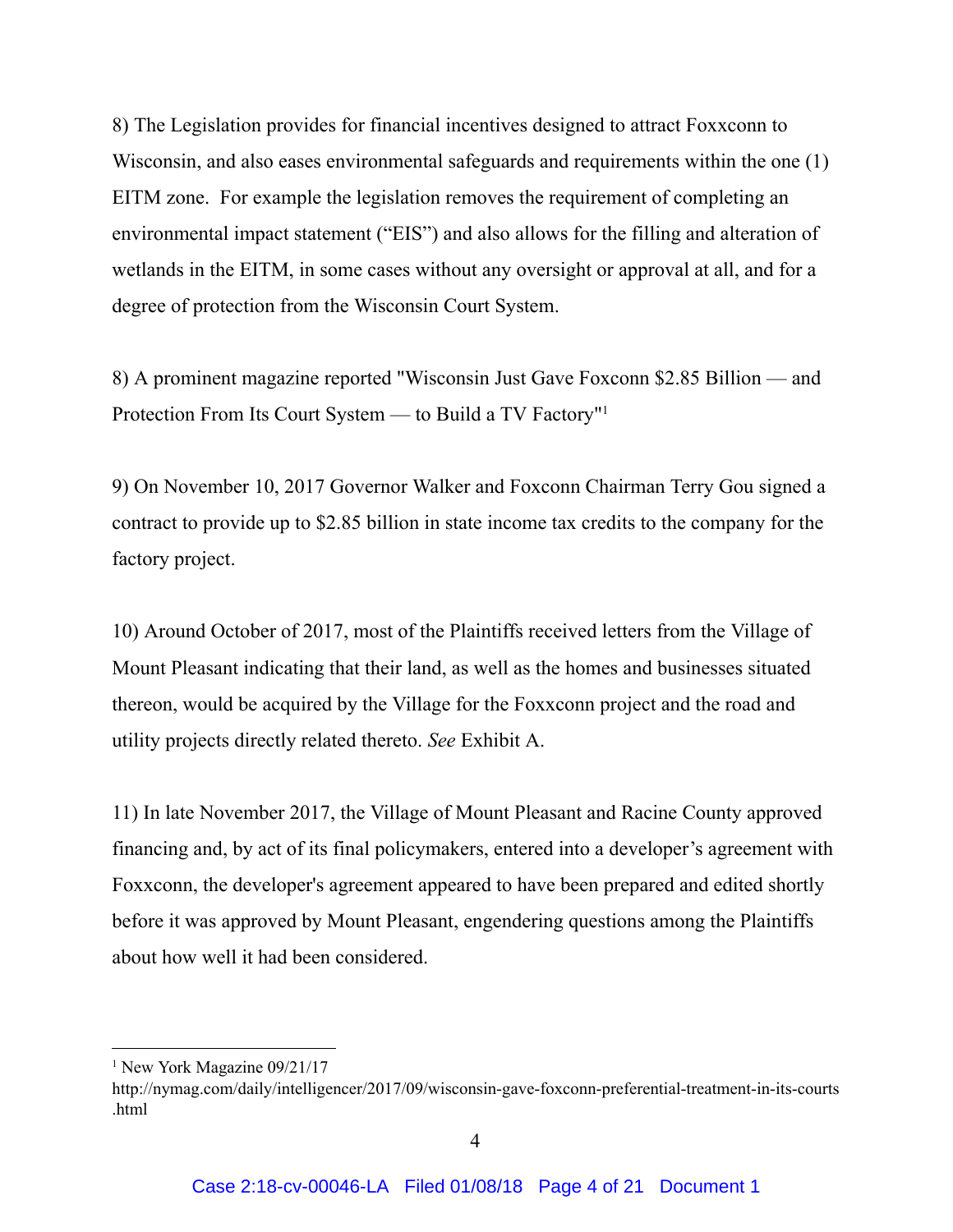8) The Legislation provides for financial incentives designed to attract Foxxconn to Wisconsin, and also eases environmental safeguards and requirements within the one (1) EITM zone. For example the legislation removes the requirement of completing an environmental impact statement ("EIS") and also allows for the filling and alteration of wetlands in the EITM, in some cases without any oversight or approval at all, and for a degree of protection from the Wisconsin Court System.

8) A prominent magazine reported "Wisconsin Just Gave Foxconn $2.85 Billion — and Protection From Its Court System — to Build a TV Factory"[1]

9) On November 10, 2017 Governor Walker and Foxconn Chairman Terry Gou signed a contract to provide up to $2.85 billion in state income tax credits to the company for the factory project.

10) Around October of 2017, most of the Plaintiffs received letters from the Village of Mount Pleasant indicating that their land, as well as the homes and businesses situated thereon, would be acquired by the Village for the Foxxconn project and the road and utility projects directly related thereto. *See* Exhibit A.

11) In late November 2017, the Village of Mount Pleasant and Racine County approved financing and, by act of its final policymakers, entered into a developer's agreement with Foxxconn, the developer's agreement appeared to have been prepared and edited shortly before it was approved by Mount Pleasant, engendering questions among the Plaintiffs about how well it had been considered.

---

[1] New York Magazine 09/21/17
http://nymag.com/daily/intelligencer/2017/09/wisconsin-gave-foxconn-preferential-treatment-in-its-courts.html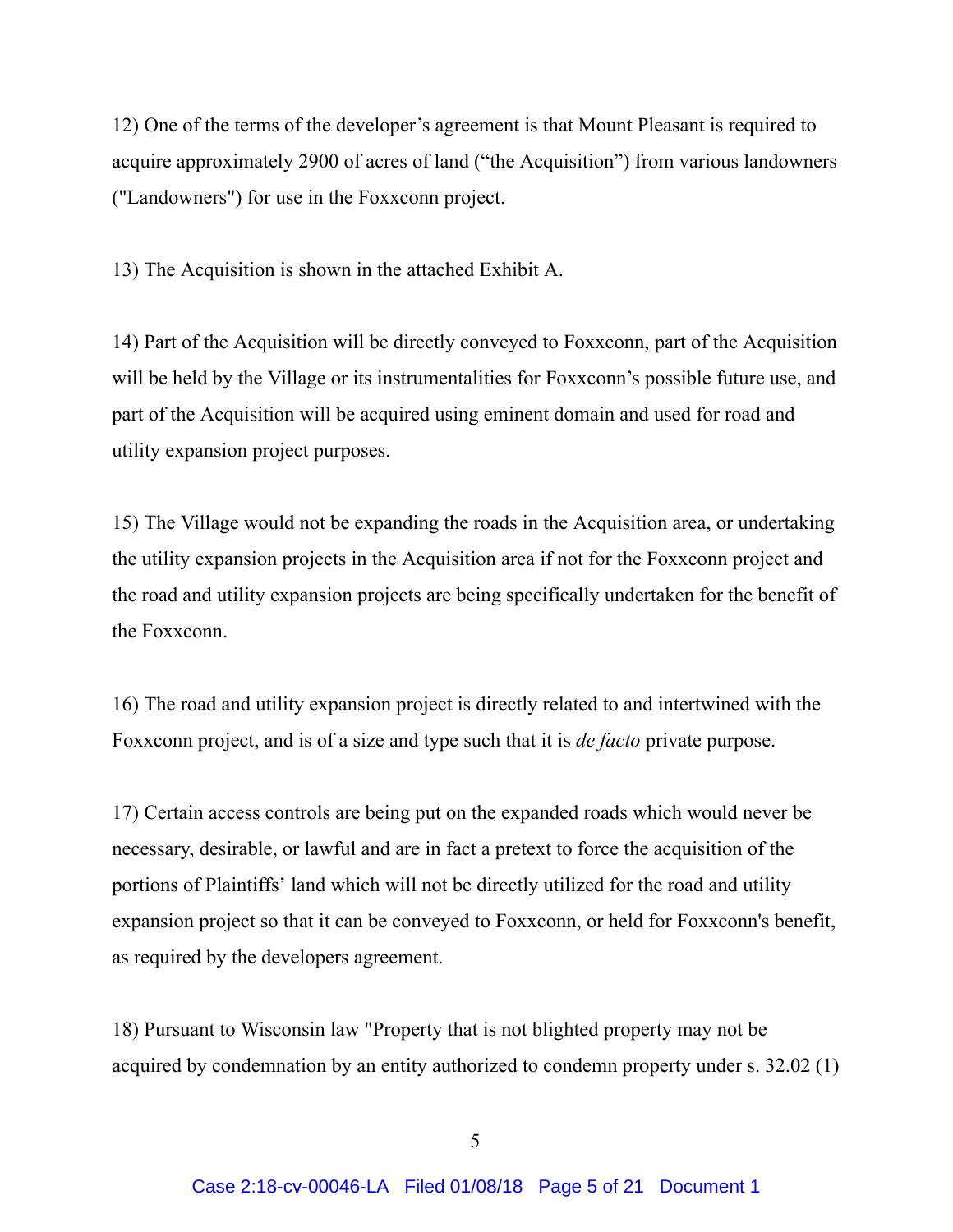12) One of the terms of the developer's agreement is that Mount Pleasant is required to acquire approximately 2900 of acres of land ("the Acquisition") from various landowners ("Landowners") for use in the Foxxconn project.

13) The Acquisition is shown in the attached Exhibit A.

14) Part of the Acquisition will be directly conveyed to Foxxconn, part of the Acquisition will be held by the Village or its instrumentalities for Foxxconn's possible future use, and part of the Acquisition will be acquired using eminent domain and used for road and utility expansion project purposes.

15) The Village would not be expanding the roads in the Acquisition area, or undertaking the utility expansion projects in the Acquisition area if not for the Foxxconn project and the road and utility expansion projects are being specifically undertaken for the benefit of the Foxxconn.

16) The road and utility expansion project is directly related to and intertwined with the Foxxconn project, and is of a size and type such that it is *de facto* private purpose.

17) Certain access controls are being put on the expanded roads which would never be necessary, desirable, or lawful and are in fact a pretext to force the acquisition of the portions of Plaintiffs' land which will not be directly utilized for the road and utility expansion project so that it can be conveyed to Foxxconn, or held for Foxxconn's benefit, as required by the developers agreement.

18) Pursuant to Wisconsin law "Property that is not blighted property may not be acquired by condemnation by an entity authorized to condemn property under s. 32.02 (1)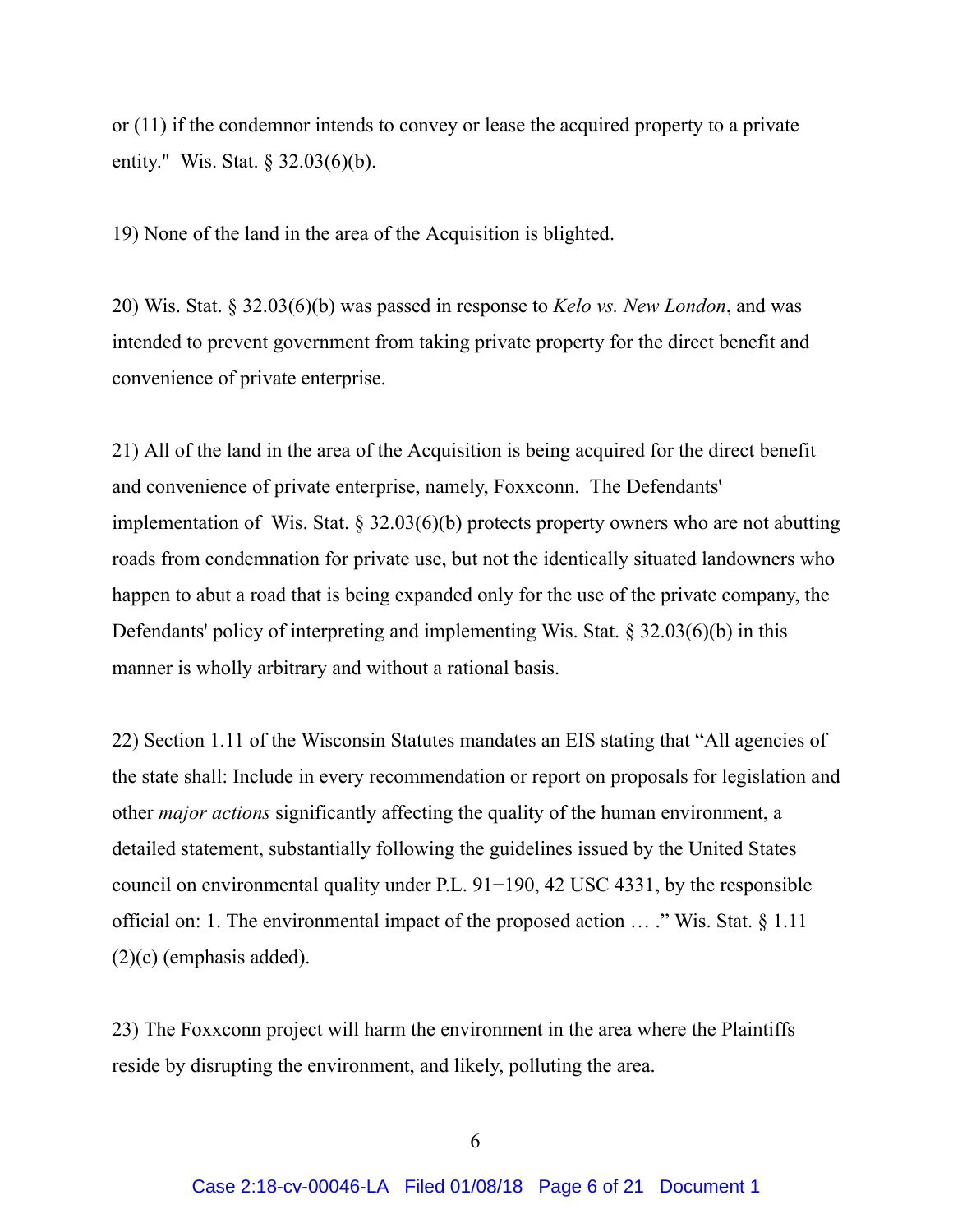or (11) if the condemnor intends to convey or lease the acquired property to a private entity." Wis. Stat. § 32.03(6)(b).

19) None of the land in the area of the Acquisition is blighted.

20) Wis. Stat. § 32.03(6)(b) was passed in response to *Kelo vs. New London*, and was intended to prevent government from taking private property for the direct benefit and convenience of private enterprise.

21) All of the land in the area of the Acquisition is being acquired for the direct benefit and convenience of private enterprise, namely, Foxxconn. The Defendants' implementation of Wis. Stat. § 32.03(6)(b) protects property owners who are not abutting roads from condemnation for private use, but not the identically situated landowners who happen to abut a road that is being expanded only for the use of the private company, the Defendants' policy of interpreting and implementing Wis. Stat. § 32.03(6)(b) in this manner is wholly arbitrary and without a rational basis.

22) Section 1.11 of the Wisconsin Statutes mandates an EIS stating that "All agencies of the state shall: Include in every recommendation or report on proposals for legislation and other *major actions* significantly affecting the quality of the human environment, a detailed statement, substantially following the guidelines issued by the United States council on environmental quality under P.L. 91−190, 42 USC 4331, by the responsible official on: 1. The environmental impact of the proposed action … ." Wis. Stat. § 1.11 (2)(c) (emphasis added).

23) The Foxxconn project will harm the environment in the area where the Plaintiffs reside by disrupting the environment, and likely, polluting the area.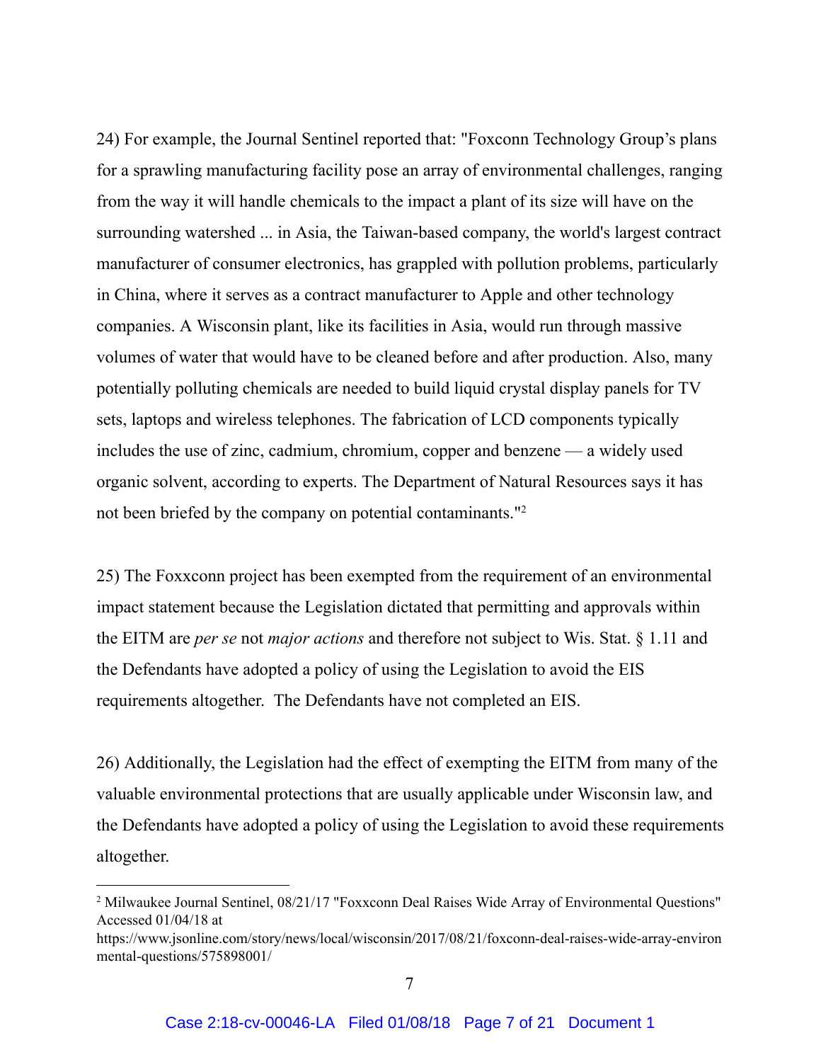24) For example, the Journal Sentinel reported that: "Foxconn Technology Group's plans for a sprawling manufacturing facility pose an array of environmental challenges, ranging from the way it will handle chemicals to the impact a plant of its size will have on the surrounding watershed ... in Asia, the Taiwan-based company, the world's largest contract manufacturer of consumer electronics, has grappled with pollution problems, particularly in China, where it serves as a contract manufacturer to Apple and other technology companies. A Wisconsin plant, like its facilities in Asia, would run through massive volumes of water that would have to be cleaned before and after production. Also, many potentially polluting chemicals are needed to build liquid crystal display panels for TV sets, laptops and wireless telephones. The fabrication of LCD components typically includes the use of zinc, cadmium, chromium, copper and benzene — a widely used organic solvent, according to experts. The Department of Natural Resources says it has not been briefed by the company on potential contaminants."[2]

25) The Foxxconn project has been exempted from the requirement of an environmental impact statement because the Legislation dictated that permitting and approvals within the EITM are *per se* not *major actions* and therefore not subject to Wis. Stat. § 1.11 and the Defendants have adopted a policy of using the Legislation to avoid the EIS requirements altogether. The Defendants have not completed an EIS.

26) Additionally, the Legislation had the effect of exempting the EITM from many of the valuable environmental protections that are usually applicable under Wisconsin law, and the Defendants have adopted a policy of using the Legislation to avoid these requirements altogether.

---

[2] Milwaukee Journal Sentinel, 08/21/17 "Foxxconn Deal Raises Wide Array of Environmental Questions" Accessed 01/04/18 at https://www.jsonline.com/story/news/local/wisconsin/2017/08/21/foxconn-deal-raises-wide-array-environmental-questions/575898001/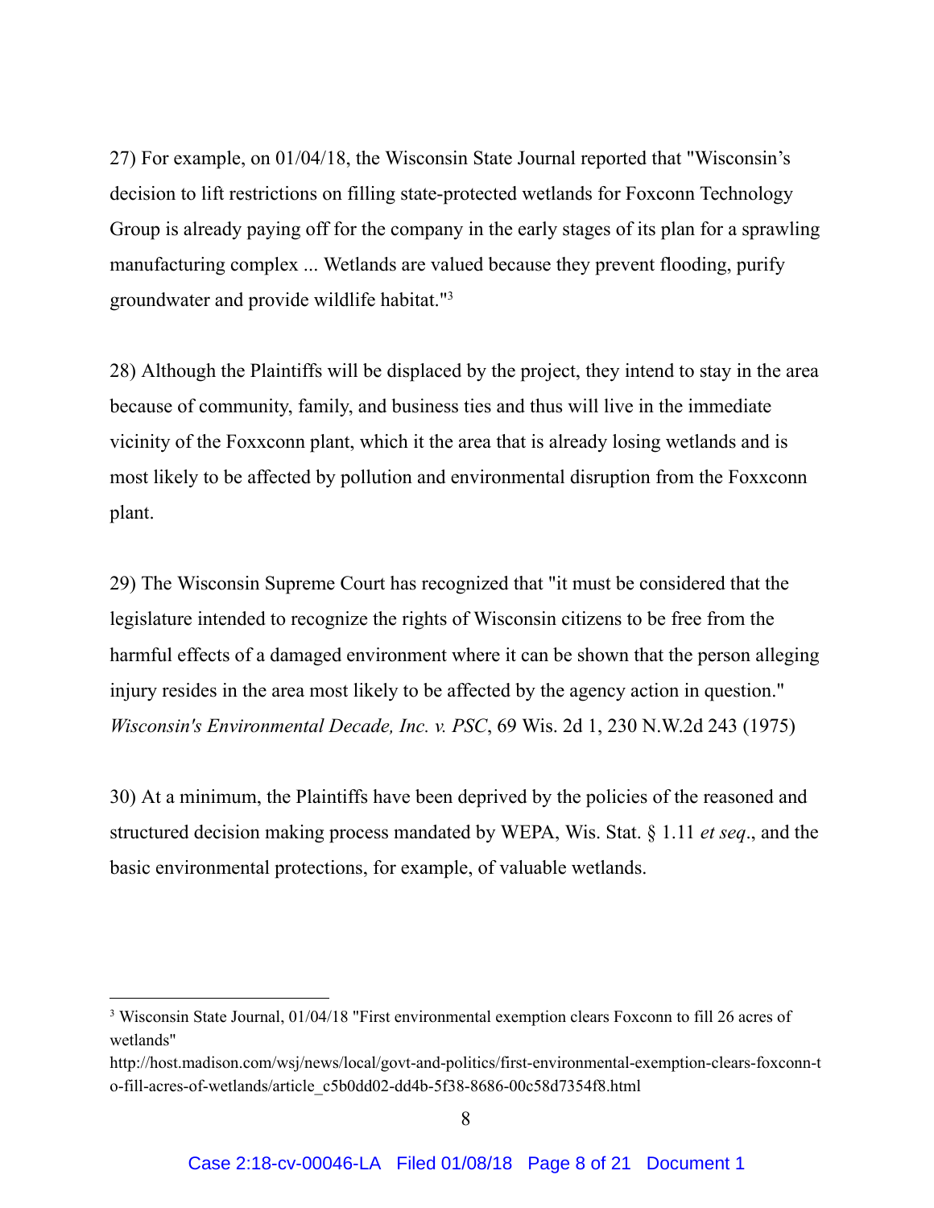27) For example, on 01/04/18, the Wisconsin State Journal reported that "Wisconsin's decision to lift restrictions on filling state-protected wetlands for Foxconn Technology Group is already paying off for the company in the early stages of its plan for a sprawling manufacturing complex ... Wetlands are valued because they prevent flooding, purify groundwater and provide wildlife habitat."[3]

28) Although the Plaintiffs will be displaced by the project, they intend to stay in the area because of community, family, and business ties and thus will live in the immediate vicinity of the Foxxconn plant, which it the area that is already losing wetlands and is most likely to be affected by pollution and environmental disruption from the Foxxconn plant.

29) The Wisconsin Supreme Court has recognized that "it must be considered that the legislature intended to recognize the rights of Wisconsin citizens to be free from the harmful effects of a damaged environment where it can be shown that the person alleging injury resides in the area most likely to be affected by the agency action in question." *Wisconsin's Environmental Decade, Inc. v. PSC*, 69 Wis. 2d 1, 230 N.W.2d 243 (1975)

30) At a minimum, the Plaintiffs have been deprived by the policies of the reasoned and structured decision making process mandated by WEPA, Wis. Stat. § 1.11 *et seq*., and the basic environmental protections, for example, of valuable wetlands.

---

[3] Wisconsin State Journal, 01/04/18 "First environmental exemption clears Foxconn to fill 26 acres of wetlands" http://host.madison.com/wsj/news/local/govt-and-politics/first-environmental-exemption-clears-foxconn-to-fill-acres-of-wetlands/article_c5b0dd02-dd4b-5f38-8686-00c58d7354f8.html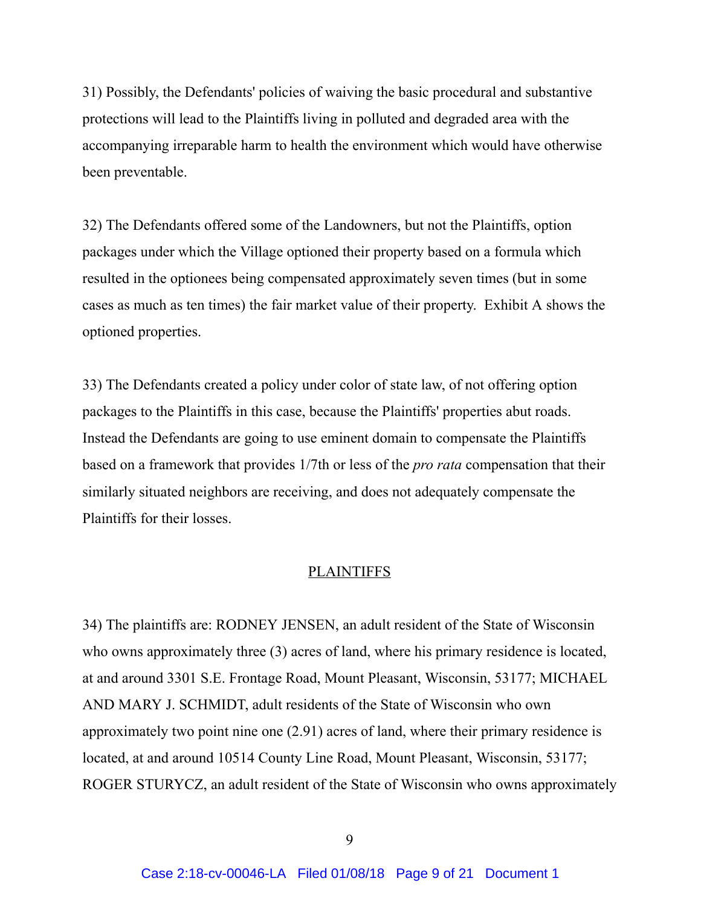31) Possibly, the Defendants' policies of waiving the basic procedural and substantive protections will lead to the Plaintiffs living in polluted and degraded area with the accompanying irreparable harm to health the environment which would have otherwise been preventable.

32) The Defendants offered some of the Landowners, but not the Plaintiffs, option packages under which the Village optioned their property based on a formula which resulted in the optionees being compensated approximately seven times (but in some cases as much as ten times) the fair market value of their property. Exhibit A shows the optioned properties.

33) The Defendants created a policy under color of state law, of not offering option packages to the Plaintiffs in this case, because the Plaintiffs' properties abut roads. Instead the Defendants are going to use eminent domain to compensate the Plaintiffs based on a framework that provides 1/7th or less of the *pro rata* compensation that their similarly situated neighbors are receiving, and does not adequately compensate the Plaintiffs for their losses.

## PLAINTIFFS

34) The plaintiffs are: RODNEY JENSEN, an adult resident of the State of Wisconsin who owns approximately three (3) acres of land, where his primary residence is located, at and around 3301 S.E. Frontage Road, Mount Pleasant, Wisconsin, 53177; MICHAEL AND MARY J. SCHMIDT, adult residents of the State of Wisconsin who own approximately two point nine one (2.91) acres of land, where their primary residence is located, at and around 10514 County Line Road, Mount Pleasant, Wisconsin, 53177; ROGER STURYCZ, an adult resident of the State of Wisconsin who owns approximately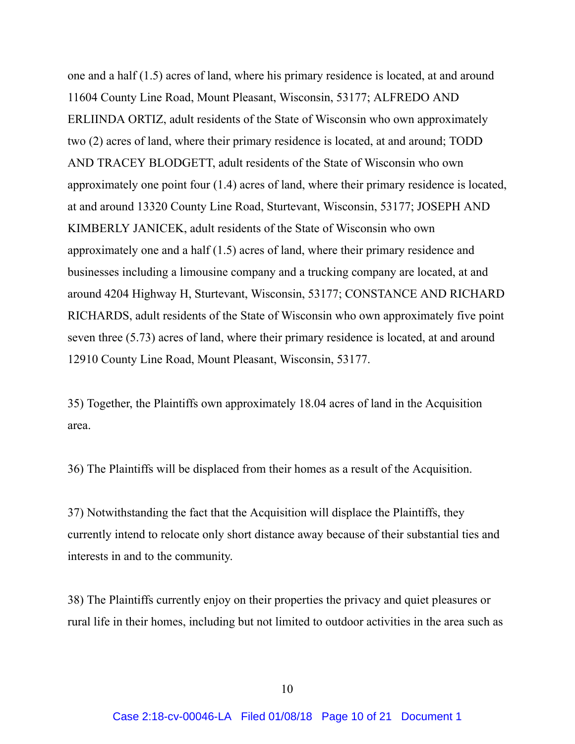one and a half (1.5) acres of land, where his primary residence is located, at and around 11604 County Line Road, Mount Pleasant, Wisconsin, 53177; ALFREDO AND ERLIINDA ORTIZ, adult residents of the State of Wisconsin who own approximately two (2) acres of land, where their primary residence is located, at and around; TODD AND TRACEY BLODGETT, adult residents of the State of Wisconsin who own approximately one point four (1.4) acres of land, where their primary residence is located, at and around 13320 County Line Road, Sturtevant, Wisconsin, 53177; JOSEPH AND KIMBERLY JANICEK, adult residents of the State of Wisconsin who own approximately one and a half (1.5) acres of land, where their primary residence and businesses including a limousine company and a trucking company are located, at and around 4204 Highway H, Sturtevant, Wisconsin, 53177; CONSTANCE AND RICHARD RICHARDS, adult residents of the State of Wisconsin who own approximately five point seven three (5.73) acres of land, where their primary residence is located, at and around 12910 County Line Road, Mount Pleasant, Wisconsin, 53177.

35) Together, the Plaintiffs own approximately 18.04 acres of land in the Acquisition area.

36) The Plaintiffs will be displaced from their homes as a result of the Acquisition.

37) Notwithstanding the fact that the Acquisition will displace the Plaintiffs, they currently intend to relocate only short distance away because of their substantial ties and interests in and to the community.

38) The Plaintiffs currently enjoy on their properties the privacy and quiet pleasures or rural life in their homes, including but not limited to outdoor activities in the area such as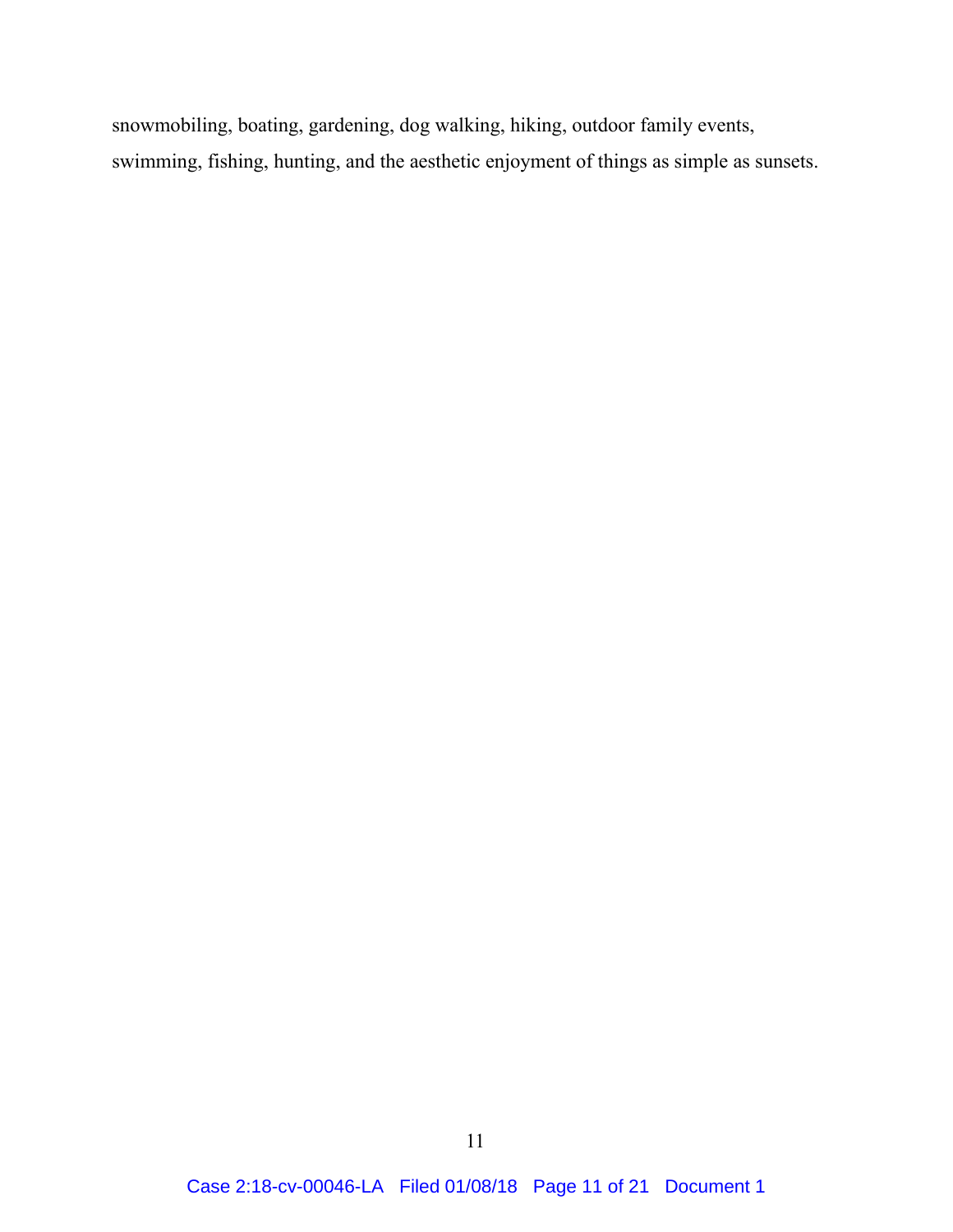snowmobiling, boating, gardening, dog walking, hiking, outdoor family events, swimming, fishing, hunting, and the aesthetic enjoyment of things as simple as sunsets.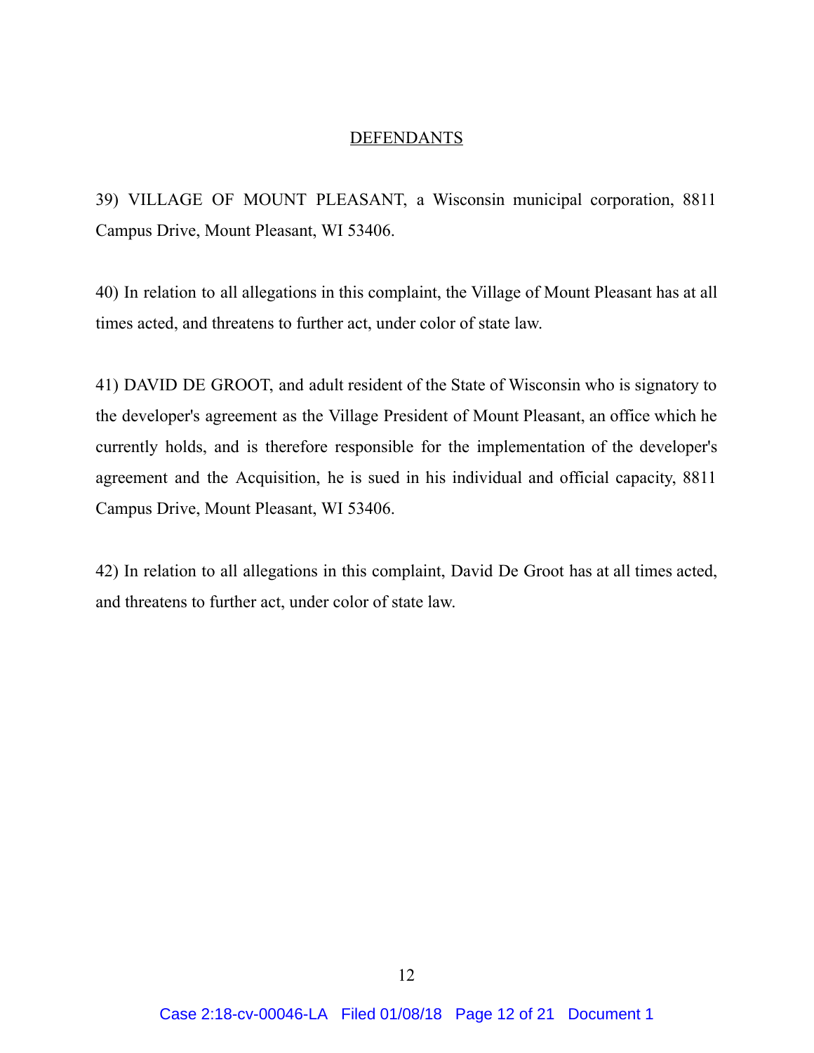## DEFENDANTS

39) VILLAGE OF MOUNT PLEASANT, a Wisconsin municipal corporation, 8811 Campus Drive, Mount Pleasant, WI 53406.

40) In relation to all allegations in this complaint, the Village of Mount Pleasant has at all times acted, and threatens to further act, under color of state law.

41) DAVID DE GROOT, and adult resident of the State of Wisconsin who is signatory to the developer's agreement as the Village President of Mount Pleasant, an office which he currently holds, and is therefore responsible for the implementation of the developer's agreement and the Acquisition, he is sued in his individual and official capacity, 8811 Campus Drive, Mount Pleasant, WI 53406.

42) In relation to all allegations in this complaint, David De Groot has at all times acted, and threatens to further act, under color of state law.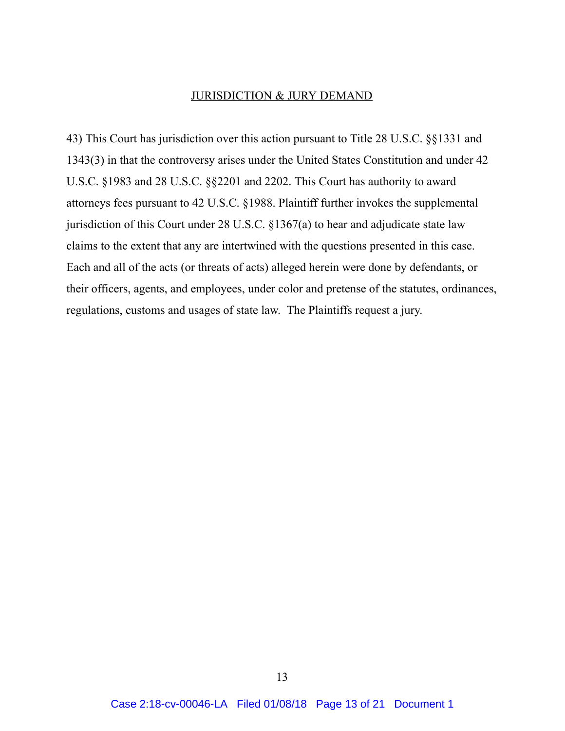## JURISDICTION & JURY DEMAND

43) This Court has jurisdiction over this action pursuant to Title 28 U.S.C. §§1331 and 1343(3) in that the controversy arises under the United States Constitution and under 42 U.S.C. §1983 and 28 U.S.C. §§2201 and 2202. This Court has authority to award attorneys fees pursuant to 42 U.S.C. §1988. Plaintiff further invokes the supplemental jurisdiction of this Court under 28 U.S.C. §1367(a) to hear and adjudicate state law claims to the extent that any are intertwined with the questions presented in this case. Each and all of the acts (or threats of acts) alleged herein were done by defendants, or their officers, agents, and employees, under color and pretense of the statutes, ordinances, regulations, customs and usages of state law. The Plaintiffs request a jury.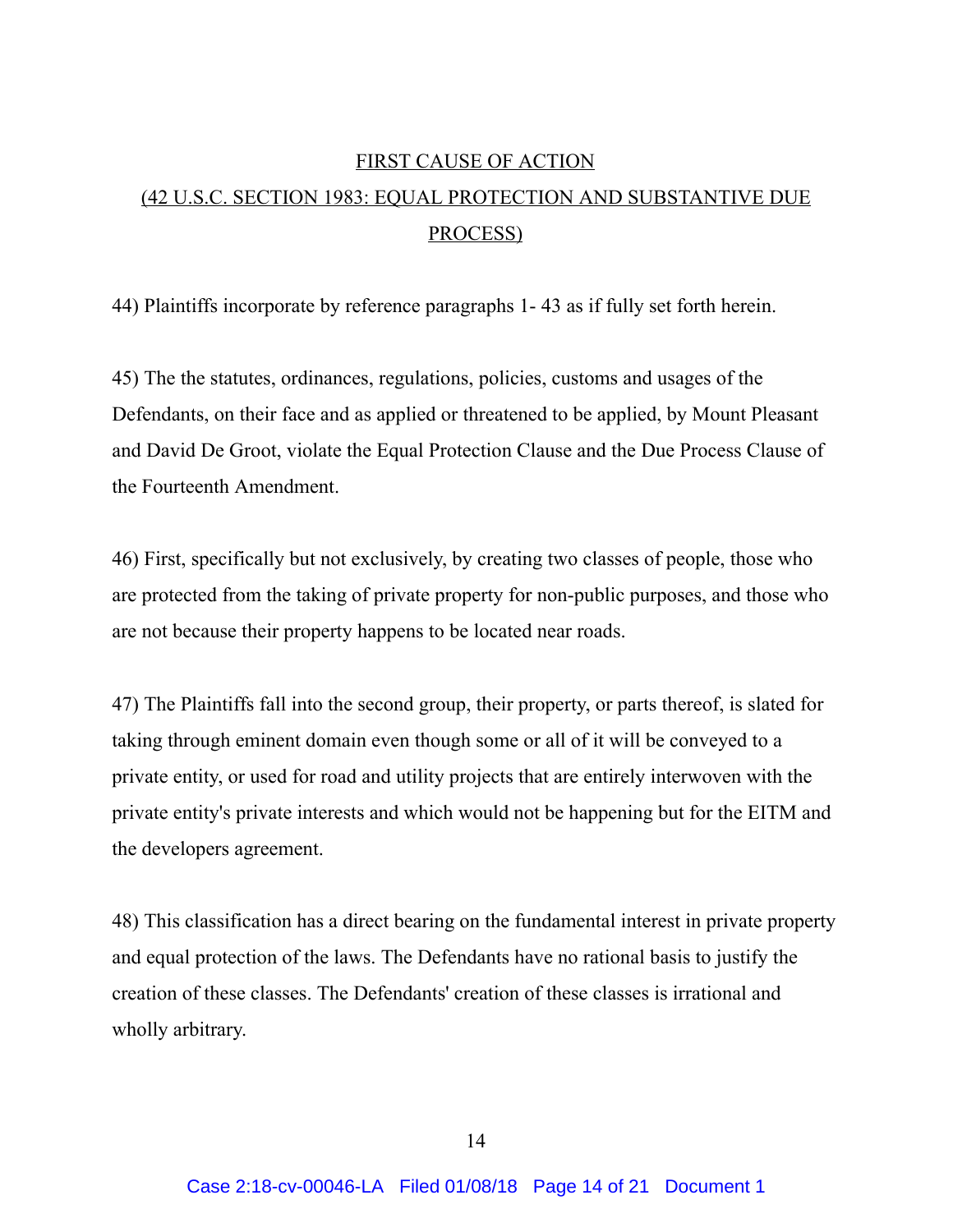<u>FIRST CAUSE OF ACTION</u>

<u>(42 U.S.C. SECTION 1983: EQUAL PROTECTION AND SUBSTANTIVE DUE PROCESS)</u>

44) Plaintiffs incorporate by reference paragraphs 1- 43 as if fully set forth herein.

45) The the statutes, ordinances, regulations, policies, customs and usages of the Defendants, on their face and as applied or threatened to be applied, by Mount Pleasant and David De Groot, violate the Equal Protection Clause and the Due Process Clause of the Fourteenth Amendment.

46) First, specifically but not exclusively, by creating two classes of people, those who are protected from the taking of private property for non-public purposes, and those who are not because their property happens to be located near roads.

47) The Plaintiffs fall into the second group, their property, or parts thereof, is slated for taking through eminent domain even though some or all of it will be conveyed to a private entity, or used for road and utility projects that are entirely interwoven with the private entity's private interests and which would not be happening but for the EITM and the developers agreement.

48) This classification has a direct bearing on the fundamental interest in private property and equal protection of the laws. The Defendants have no rational basis to justify the creation of these classes. The Defendants' creation of these classes is irrational and wholly arbitrary.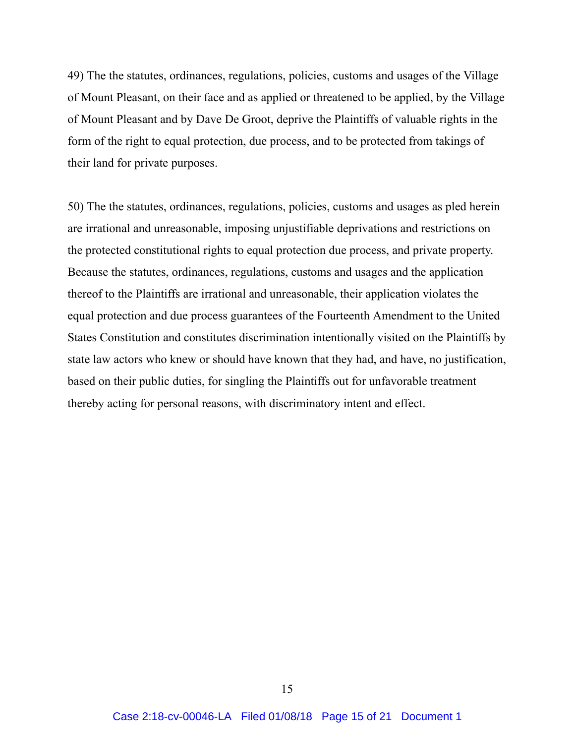49) The the statutes, ordinances, regulations, policies, customs and usages of the Village of Mount Pleasant, on their face and as applied or threatened to be applied, by the Village of Mount Pleasant and by Dave De Groot, deprive the Plaintiffs of valuable rights in the form of the right to equal protection, due process, and to be protected from takings of their land for private purposes.

50) The the statutes, ordinances, regulations, policies, customs and usages as pled herein are irrational and unreasonable, imposing unjustifiable deprivations and restrictions on the protected constitutional rights to equal protection due process, and private property. Because the statutes, ordinances, regulations, customs and usages and the application thereof to the Plaintiffs are irrational and unreasonable, their application violates the equal protection and due process guarantees of the Fourteenth Amendment to the United States Constitution and constitutes discrimination intentionally visited on the Plaintiffs by state law actors who knew or should have known that they had, and have, no justification, based on their public duties, for singling the Plaintiffs out for unfavorable treatment thereby acting for personal reasons, with discriminatory intent and effect.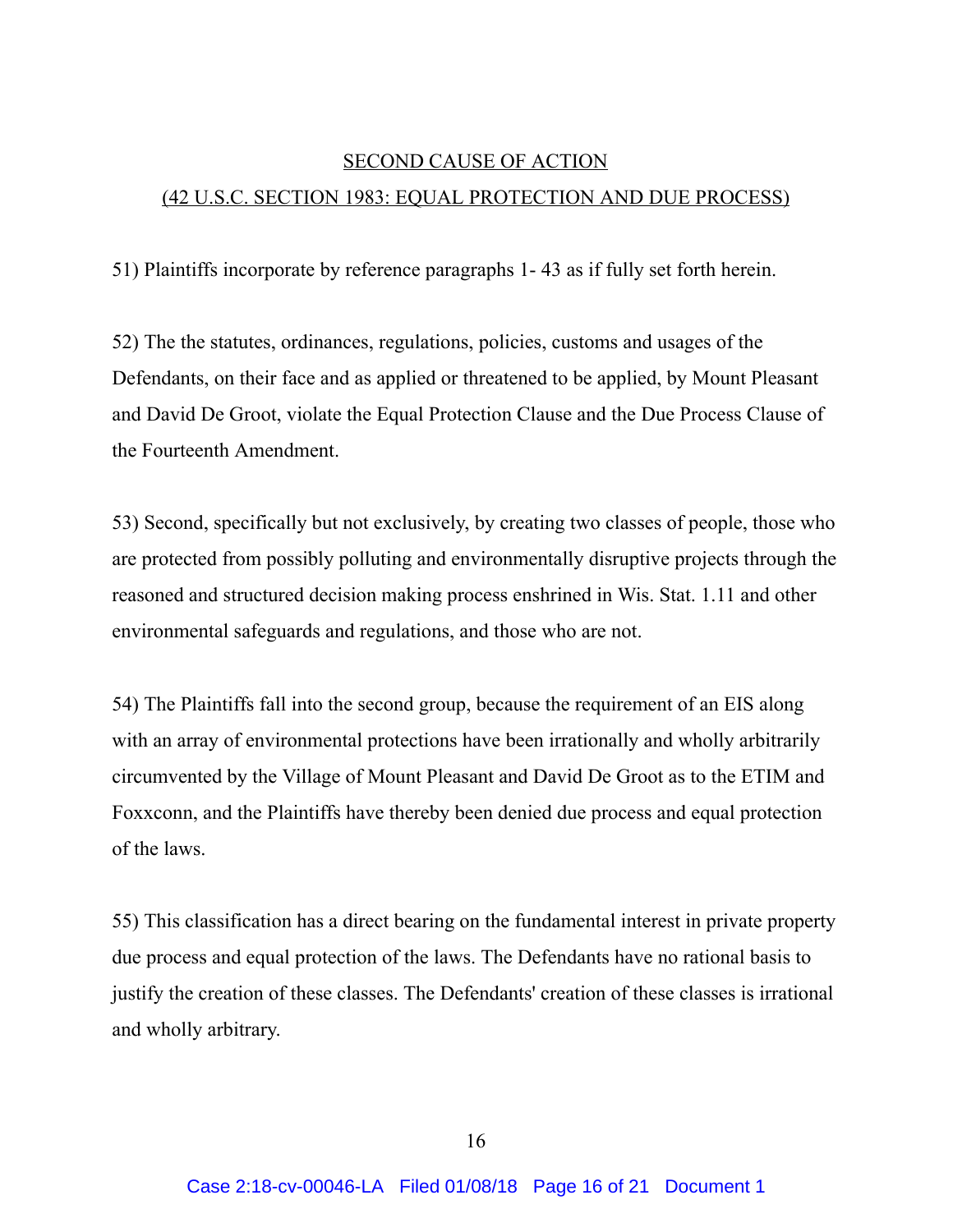<u>SECOND CAUSE OF ACTION</u>

<u>(42 U.S.C. SECTION 1983: EQUAL PROTECTION AND DUE PROCESS)</u>

51) Plaintiffs incorporate by reference paragraphs 1- 43 as if fully set forth herein.

52) The the statutes, ordinances, regulations, policies, customs and usages of the Defendants, on their face and as applied or threatened to be applied, by Mount Pleasant and David De Groot, violate the Equal Protection Clause and the Due Process Clause of the Fourteenth Amendment.

53) Second, specifically but not exclusively, by creating two classes of people, those who are protected from possibly polluting and environmentally disruptive projects through the reasoned and structured decision making process enshrined in Wis. Stat. 1.11 and other environmental safeguards and regulations, and those who are not.

54) The Plaintiffs fall into the second group, because the requirement of an EIS along with an array of environmental protections have been irrationally and wholly arbitrarily circumvented by the Village of Mount Pleasant and David De Groot as to the ETIM and Foxxconn, and the Plaintiffs have thereby been denied due process and equal protection of the laws.

55) This classification has a direct bearing on the fundamental interest in private property due process and equal protection of the laws. The Defendants have no rational basis to justify the creation of these classes. The Defendants' creation of these classes is irrational and wholly arbitrary.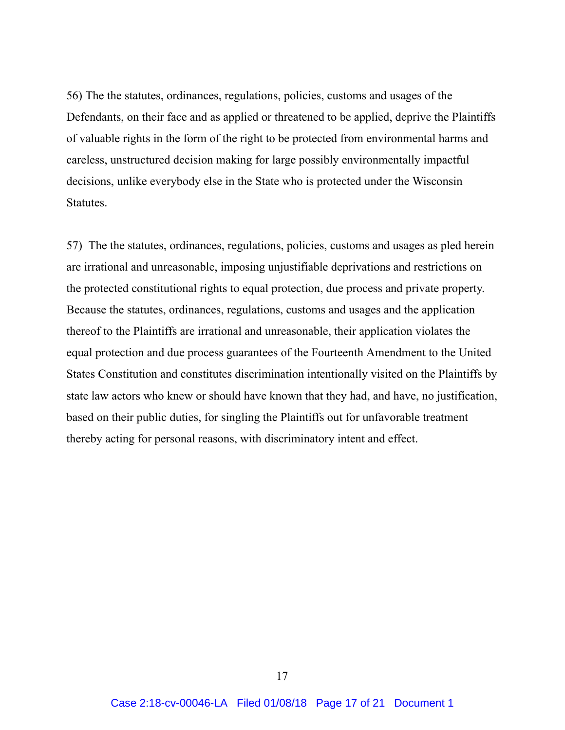56) The the statutes, ordinances, regulations, policies, customs and usages of the Defendants, on their face and as applied or threatened to be applied, deprive the Plaintiffs of valuable rights in the form of the right to be protected from environmental harms and careless, unstructured decision making for large possibly environmentally impactful decisions, unlike everybody else in the State who is protected under the Wisconsin Statutes.

57) The the statutes, ordinances, regulations, policies, customs and usages as pled herein are irrational and unreasonable, imposing unjustifiable deprivations and restrictions on the protected constitutional rights to equal protection, due process and private property. Because the statutes, ordinances, regulations, customs and usages and the application thereof to the Plaintiffs are irrational and unreasonable, their application violates the equal protection and due process guarantees of the Fourteenth Amendment to the United States Constitution and constitutes discrimination intentionally visited on the Plaintiffs by state law actors who knew or should have known that they had, and have, no justification, based on their public duties, for singling the Plaintiffs out for unfavorable treatment thereby acting for personal reasons, with discriminatory intent and effect.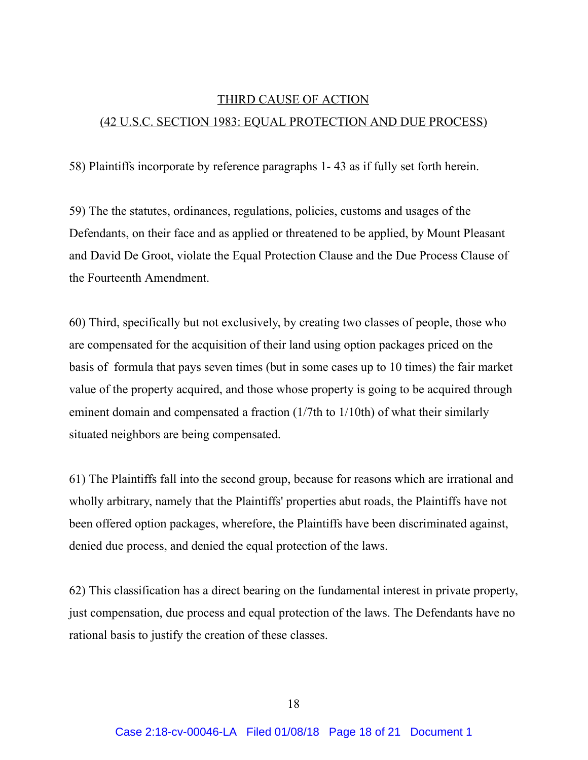<u>THIRD CAUSE OF ACTION</u>

<u>(42 U.S.C. SECTION 1983: EQUAL PROTECTION AND DUE PROCESS)</u>

58) Plaintiffs incorporate by reference paragraphs 1- 43 as if fully set forth herein.

59) The the statutes, ordinances, regulations, policies, customs and usages of the Defendants, on their face and as applied or threatened to be applied, by Mount Pleasant and David De Groot, violate the Equal Protection Clause and the Due Process Clause of the Fourteenth Amendment.

60) Third, specifically but not exclusively, by creating two classes of people, those who are compensated for the acquisition of their land using option packages priced on the basis of formula that pays seven times (but in some cases up to 10 times) the fair market value of the property acquired, and those whose property is going to be acquired through eminent domain and compensated a fraction (1/7th to 1/10th) of what their similarly situated neighbors are being compensated.

61) The Plaintiffs fall into the second group, because for reasons which are irrational and wholly arbitrary, namely that the Plaintiffs' properties abut roads, the Plaintiffs have not been offered option packages, wherefore, the Plaintiffs have been discriminated against, denied due process, and denied the equal protection of the laws.

62) This classification has a direct bearing on the fundamental interest in private property, just compensation, due process and equal protection of the laws. The Defendants have no rational basis to justify the creation of these classes.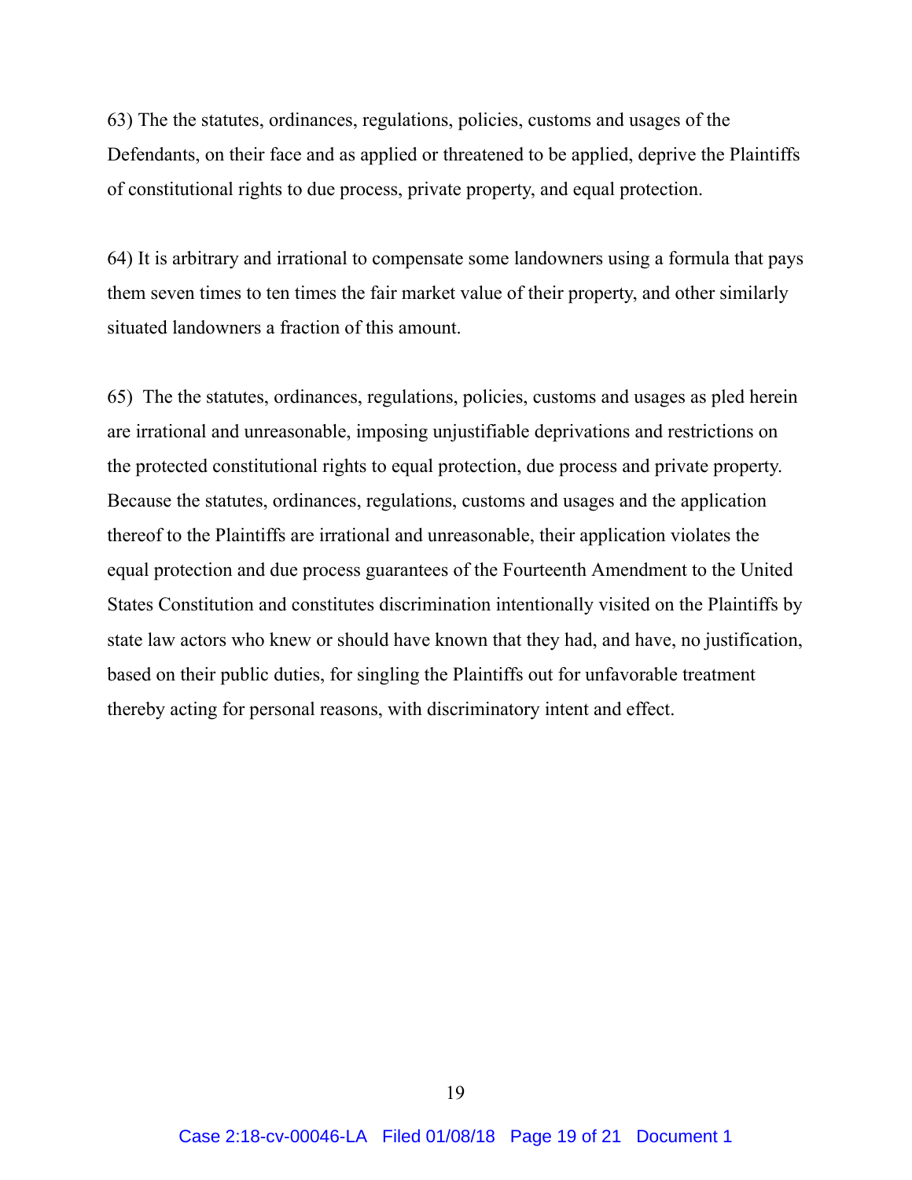63) The the statutes, ordinances, regulations, policies, customs and usages of the Defendants, on their face and as applied or threatened to be applied, deprive the Plaintiffs of constitutional rights to due process, private property, and equal protection.

64) It is arbitrary and irrational to compensate some landowners using a formula that pays them seven times to ten times the fair market value of their property, and other similarly situated landowners a fraction of this amount.

65) The the statutes, ordinances, regulations, policies, customs and usages as pled herein are irrational and unreasonable, imposing unjustifiable deprivations and restrictions on the protected constitutional rights to equal protection, due process and private property. Because the statutes, ordinances, regulations, customs and usages and the application thereof to the Plaintiffs are irrational and unreasonable, their application violates the equal protection and due process guarantees of the Fourteenth Amendment to the United States Constitution and constitutes discrimination intentionally visited on the Plaintiffs by state law actors who knew or should have known that they had, and have, no justification, based on their public duties, for singling the Plaintiffs out for unfavorable treatment thereby acting for personal reasons, with discriminatory intent and effect.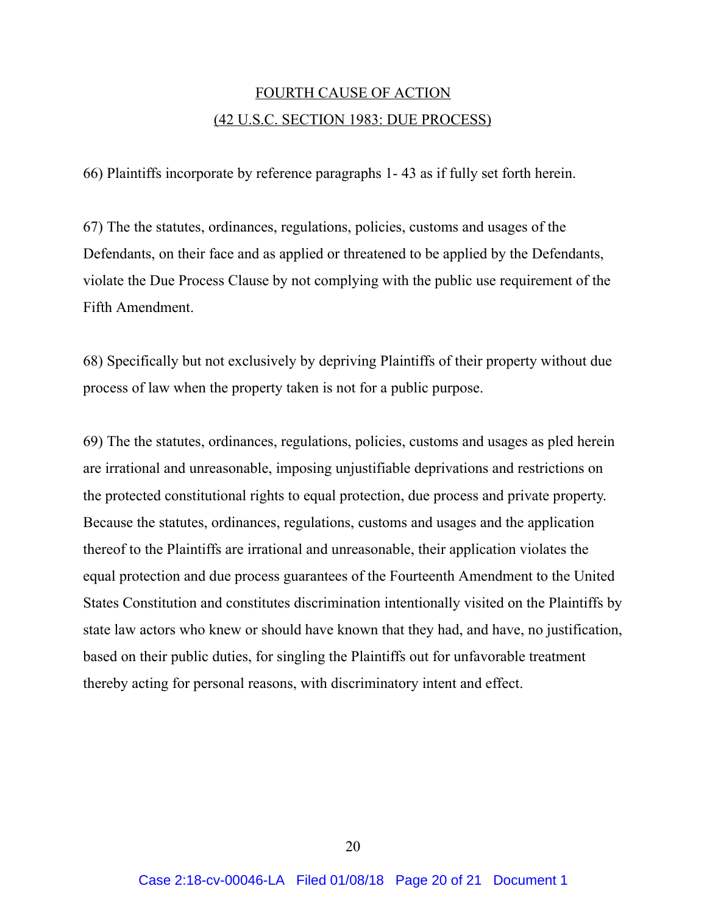## FOURTH CAUSE OF ACTION
## (42 U.S.C. SECTION 1983: DUE PROCESS)

66) Plaintiffs incorporate by reference paragraphs 1- 43 as if fully set forth herein.

67) The the statutes, ordinances, regulations, policies, customs and usages of the Defendants, on their face and as applied or threatened to be applied by the Defendants, violate the Due Process Clause by not complying with the public use requirement of the Fifth Amendment.

68) Specifically but not exclusively by depriving Plaintiffs of their property without due process of law when the property taken is not for a public purpose.

69) The the statutes, ordinances, regulations, policies, customs and usages as pled herein are irrational and unreasonable, imposing unjustifiable deprivations and restrictions on the protected constitutional rights to equal protection, due process and private property. Because the statutes, ordinances, regulations, customs and usages and the application thereof to the Plaintiffs are irrational and unreasonable, their application violates the equal protection and due process guarantees of the Fourteenth Amendment to the United States Constitution and constitutes discrimination intentionally visited on the Plaintiffs by state law actors who knew or should have known that they had, and have, no justification, based on their public duties, for singling the Plaintiffs out for unfavorable treatment thereby acting for personal reasons, with discriminatory intent and effect.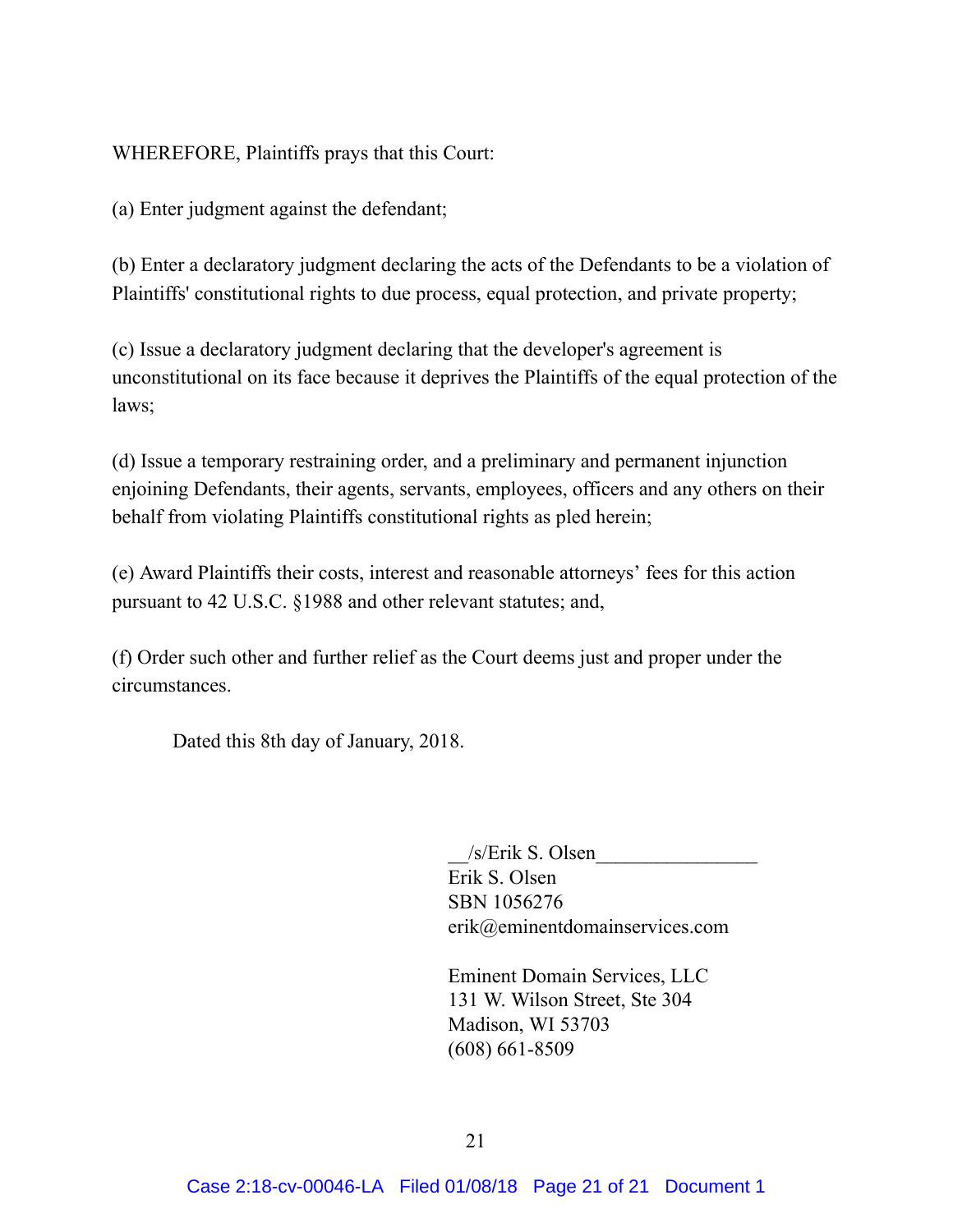WHEREFORE, Plaintiffs prays that this Court:

(a) Enter judgment against the defendant;

(b) Enter a declaratory judgment declaring the acts of the Defendants to be a violation of Plaintiffs' constitutional rights to due process, equal protection, and private property;

(c) Issue a declaratory judgment declaring that the developer's agreement is unconstitutional on its face because it deprives the Plaintiffs of the equal protection of the laws;

(d) Issue a temporary restraining order, and a preliminary and permanent injunction enjoining Defendants, their agents, servants, employees, officers and any others on their behalf from violating Plaintiffs constitutional rights as pled herein;

(e) Award Plaintiffs their costs, interest and reasonable attorneys' fees for this action pursuant to 42 U.S.C. §1988 and other relevant statutes; and,

(f) Order such other and further relief as the Court deems just and proper under the circumstances.

Dated this 8th day of January, 2018.

__/s/Erik S. Olsen________________
Erik S. Olsen
SBN 1056276
erik@eminentdomainservices.com

Eminent Domain Services, LLC
131 W. Wilson Street, Ste 304
Madison, WI 53703
(608) 661-8509